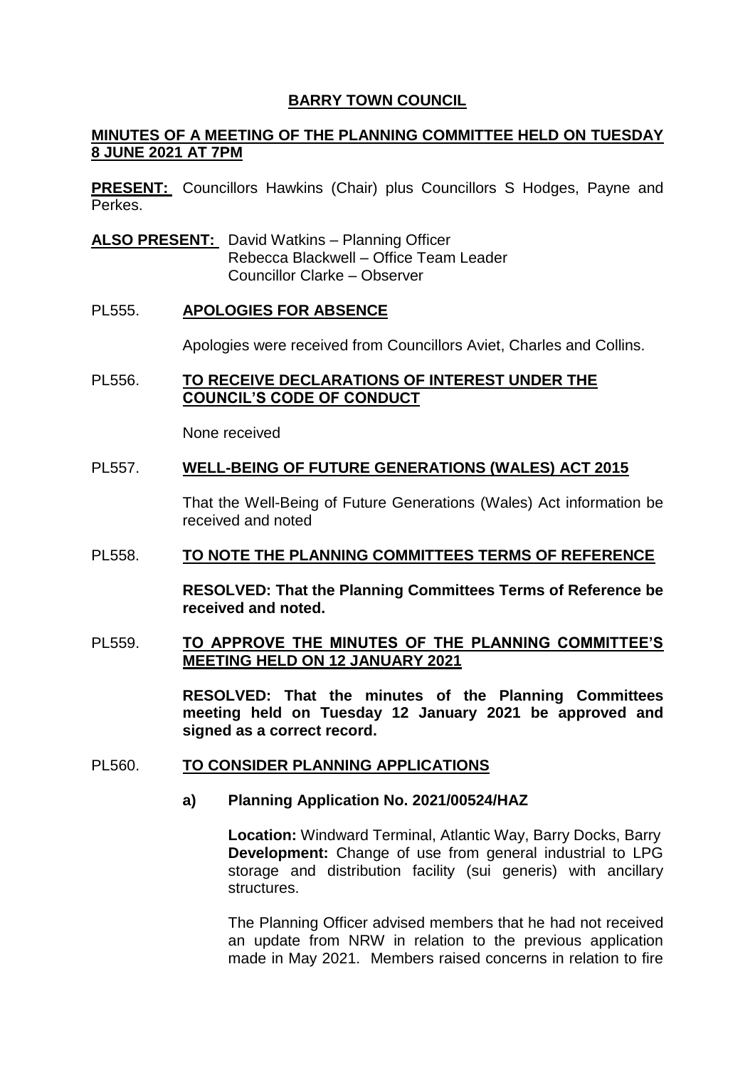# BARRY TOWN COUNCIL

## MINUTES OF A MEETING OF THE PLANNING COMMITTEE HELD ON TUESDAY 8 JUNE 2021 AT 7PM

**PRESENT:** Councillors Hawkins (Chair) plus Councillors S Hodges, Payne and Perkes.

**ALSO PRESENT:** David Watkins – Planning Officer
Rebecca Blackwell – Office Team Leader
Councillor Clarke – Observer

### PL555. APOLOGIES FOR ABSENCE

Apologies were received from Councillors Aviet, Charles and Collins.

### PL556. TO RECEIVE DECLARATIONS OF INTEREST UNDER THE COUNCIL'S CODE OF CONDUCT

None received

### PL557. WELL-BEING OF FUTURE GENERATIONS (WALES) ACT 2015

That the Well-Being of Future Generations (Wales) Act information be received and noted

### PL558. TO NOTE THE PLANNING COMMITTEES TERMS OF REFERENCE

**RESOLVED: That the Planning Committees Terms of Reference be received and noted.**

### PL559. TO APPROVE THE MINUTES OF THE PLANNING COMMITTEE'S MEETING HELD ON 12 JANUARY 2021

**RESOLVED: That the minutes of the Planning Committees meeting held on Tuesday 12 January 2021 be approved and signed as a correct record.**

### PL560. TO CONSIDER PLANNING APPLICATIONS

**a) Planning Application No. 2021/00524/HAZ**

**Location:** Windward Terminal, Atlantic Way, Barry Docks, Barry
**Development:** Change of use from general industrial to LPG storage and distribution facility (sui generis) with ancillary structures.

The Planning Officer advised members that he had not received an update from NRW in relation to the previous application made in May 2021. Members raised concerns in relation to fire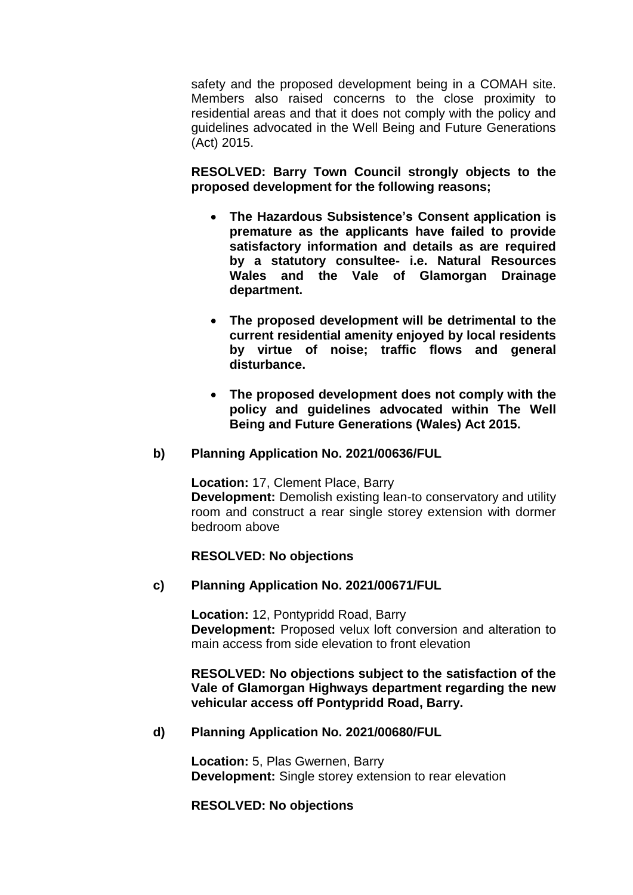safety and the proposed development being in a COMAH site. Members also raised concerns to the close proximity to residential areas and that it does not comply with the policy and guidelines advocated in the Well Being and Future Generations (Act) 2015.

**RESOLVED: Barry Town Council strongly objects to the proposed development for the following reasons;**

- **The Hazardous Subsistence's Consent application is premature as the applicants have failed to provide satisfactory information and details as are required by a statutory consultee- i.e. Natural Resources Wales and the Vale of Glamorgan Drainage department.**
- **The proposed development will be detrimental to the current residential amenity enjoyed by local residents by virtue of noise; traffic flows and general disturbance.**
- **The proposed development does not comply with the policy and guidelines advocated within The Well Being and Future Generations (Wales) Act 2015.**

**b) Planning Application No. 2021/00636/FUL**

**Location:** 17, Clement Place, Barry
**Development:** Demolish existing lean-to conservatory and utility room and construct a rear single storey extension with dormer bedroom above

**RESOLVED: No objections**

**c) Planning Application No. 2021/00671/FUL**

**Location:** 12, Pontypridd Road, Barry
**Development:** Proposed velux loft conversion and alteration to main access from side elevation to front elevation

**RESOLVED: No objections subject to the satisfaction of the Vale of Glamorgan Highways department regarding the new vehicular access off Pontypridd Road, Barry.**

**d) Planning Application No. 2021/00680/FUL**

**Location:** 5, Plas Gwernen, Barry
**Development:** Single storey extension to rear elevation

**RESOLVED: No objections**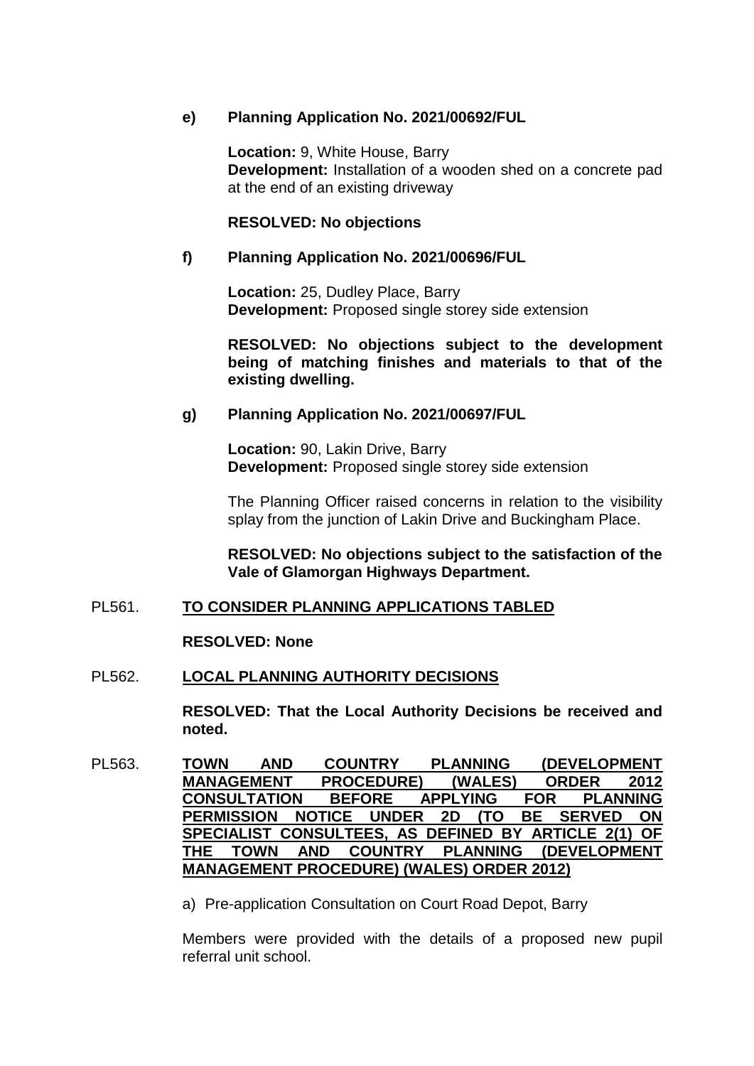**e) Planning Application No. 2021/00692/FUL**

**Location:** 9, White House, Barry
**Development:** Installation of a wooden shed on a concrete pad at the end of an existing driveway

**RESOLVED: No objections**

**f) Planning Application No. 2021/00696/FUL**

**Location:** 25, Dudley Place, Barry
**Development:** Proposed single storey side extension

**RESOLVED: No objections subject to the development being of matching finishes and materials to that of the existing dwelling.**

**g) Planning Application No. 2021/00697/FUL**

**Location:** 90, Lakin Drive, Barry
**Development:** Proposed single storey side extension

The Planning Officer raised concerns in relation to the visibility splay from the junction of Lakin Drive and Buckingham Place.

**RESOLVED: No objections subject to the satisfaction of the Vale of Glamorgan Highways Department.**

PL561. **TO CONSIDER PLANNING APPLICATIONS TABLED**

**RESOLVED: None**

PL562. **LOCAL PLANNING AUTHORITY DECISIONS**

**RESOLVED: That the Local Authority Decisions be received and noted.**

PL563. **TOWN AND COUNTRY PLANNING (DEVELOPMENT MANAGEMENT PROCEDURE) (WALES) ORDER 2012 CONSULTATION BEFORE APPLYING FOR PLANNING PERMISSION NOTICE UNDER 2D (TO BE SERVED ON SPECIALIST CONSULTEES, AS DEFINED BY ARTICLE 2(1) OF THE TOWN AND COUNTRY PLANNING (DEVELOPMENT MANAGEMENT PROCEDURE) (WALES) ORDER 2012)**

a) Pre-application Consultation on Court Road Depot, Barry

Members were provided with the details of a proposed new pupil referral unit school.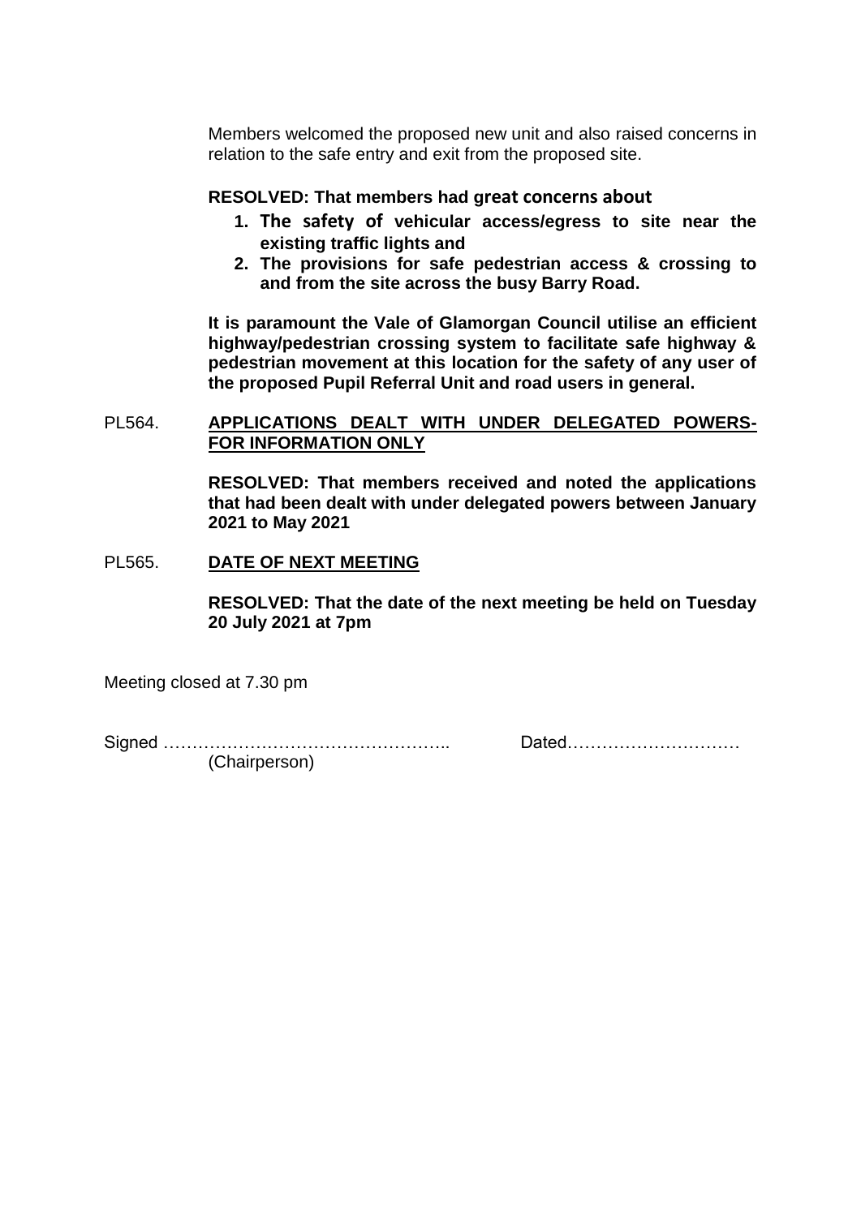Members welcomed the proposed new unit and also raised concerns in relation to the safe entry and exit from the proposed site.

**RESOLVED: That members had great concerns about**

1. **The safety of vehicular access/egress to site near the existing traffic lights and**
2. **The provisions for safe pedestrian access & crossing to and from the site across the busy Barry Road.**

**It is paramount the Vale of Glamorgan Council utilise an efficient highway/pedestrian crossing system to facilitate safe highway & pedestrian movement at this location for the safety of any user of the proposed Pupil Referral Unit and road users in general.**

PL564. **APPLICATIONS DEALT WITH UNDER DELEGATED POWERS-FOR INFORMATION ONLY**

**RESOLVED: That members received and noted the applications that had been dealt with under delegated powers between January 2021 to May 2021**

PL565. **DATE OF NEXT MEETING**

**RESOLVED: That the date of the next meeting be held on Tuesday 20 July 2021 at 7pm**

Meeting closed at 7.30 pm

Signed ………………………………………….. Dated…………………………
(Chairperson)